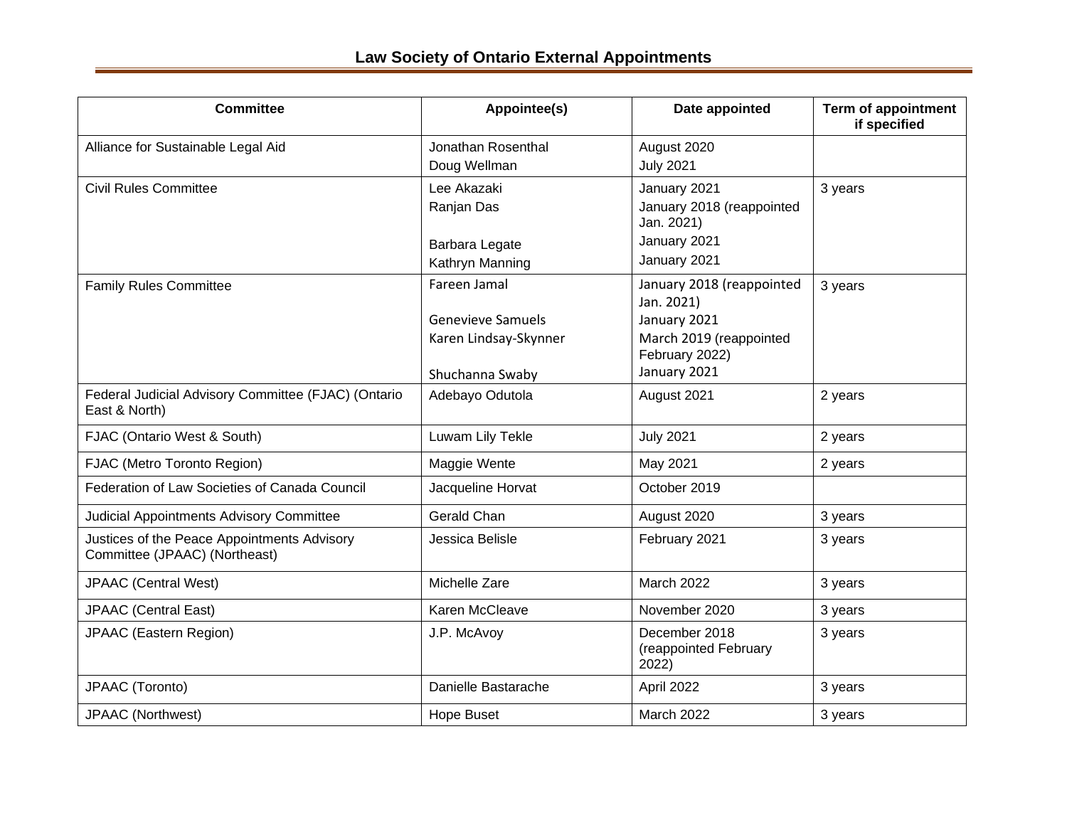## Law Society of Ontario External Appointments

| Committee | Appointee(s) | Date appointed | Term of appointment if specified |
|---|---|---|---|
| Alliance for Sustainable Legal Aid | Jonathan Rosenthal<br>Doug Wellman | August 2020<br>July 2021 | |
| Civil Rules Committee | Lee Akazaki<br>Ranjan Das<br>Barbara Legate<br>Kathryn Manning | January 2021<br>January 2018 (reappointed Jan. 2021)<br>January 2021<br>January 2021 | 3 years |
| Family Rules Committee | Fareen Jamal<br>Genevieve Samuels<br>Karen Lindsay-Skynner<br>Shuchanna Swaby | January 2018 (reappointed Jan. 2021)<br>January 2021<br>March 2019 (reappointed February 2022)<br>January 2021 | 3 years |
| Federal Judicial Advisory Committee (FJAC) (Ontario East & North) | Adebayo Odutola | August 2021 | 2 years |
| FJAC (Ontario West & South) | Luwam Lily Tekle | July 2021 | 2 years |
| FJAC (Metro Toronto Region) | Maggie Wente | May 2021 | 2 years |
| Federation of Law Societies of Canada Council | Jacqueline Horvat | October 2019 | |
| Judicial Appointments Advisory Committee | Gerald Chan | August 2020 | 3 years |
| Justices of the Peace Appointments Advisory Committee (JPAAC) (Northeast) | Jessica Belisle | February 2021 | 3 years |
| JPAAC (Central West) | Michelle Zare | March 2022 | 3 years |
| JPAAC (Central East) | Karen McCleave | November 2020 | 3 years |
| JPAAC (Eastern Region) | J.P. McAvoy | December 2018 (reappointed February 2022) | 3 years |
| JPAAC (Toronto) | Danielle Bastarache | April 2022 | 3 years |
| JPAAC (Northwest) | Hope Buset | March 2022 | 3 years |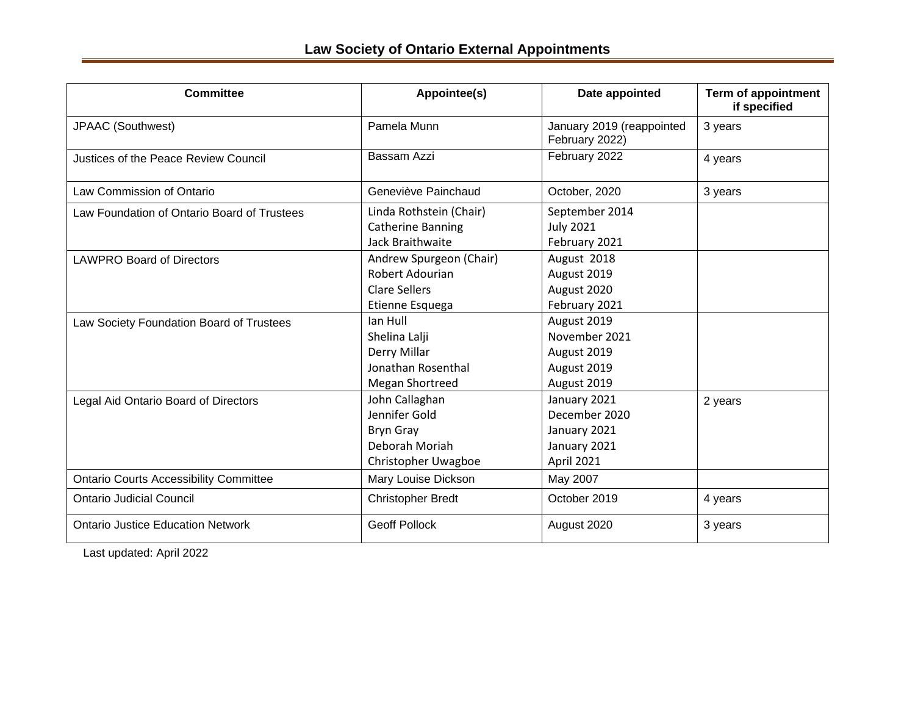## Law Society of Ontario External Appointments

| Committee | Appointee(s) | Date appointed | Term of appointment if specified |
|---|---|---|---|
| JPAAC (Southwest) | Pamela Munn | January 2019 (reappointed February 2022) | 3 years |
| Justices of the Peace Review Council | Bassam Azzi | February 2022 | 4 years |
| Law Commission of Ontario | Geneviève Painchaud | October, 2020 | 3 years |
| Law Foundation of Ontario Board of Trustees | Linda Rothstein (Chair)<br>Catherine Banning<br>Jack Braithwaite | September 2014<br>July 2021<br>February 2021 | |
| LAWPRO Board of Directors | Andrew Spurgeon (Chair)<br>Robert Adourian<br>Clare Sellers<br>Etienne Esquega | August 2018<br>August 2019<br>August 2020<br>February 2021 | |
| Law Society Foundation Board of Trustees | Ian Hull<br>Shelina Lalji<br>Derry Millar<br>Jonathan Rosenthal<br>Megan Shortreed | August 2019<br>November 2021<br>August 2019<br>August 2019<br>August 2019 | |
| Legal Aid Ontario Board of Directors | John Callaghan<br>Jennifer Gold<br>Bryn Gray<br>Deborah Moriah<br>Christopher Uwagboe | January 2021<br>December 2020<br>January 2021<br>January 2021<br>April 2021 | 2 years |
| Ontario Courts Accessibility Committee | Mary Louise Dickson | May 2007 | |
| Ontario Judicial Council | Christopher Bredt | October 2019 | 4 years |
| Ontario Justice Education Network | Geoff Pollock | August 2020 | 3 years |

Last updated: April 2022